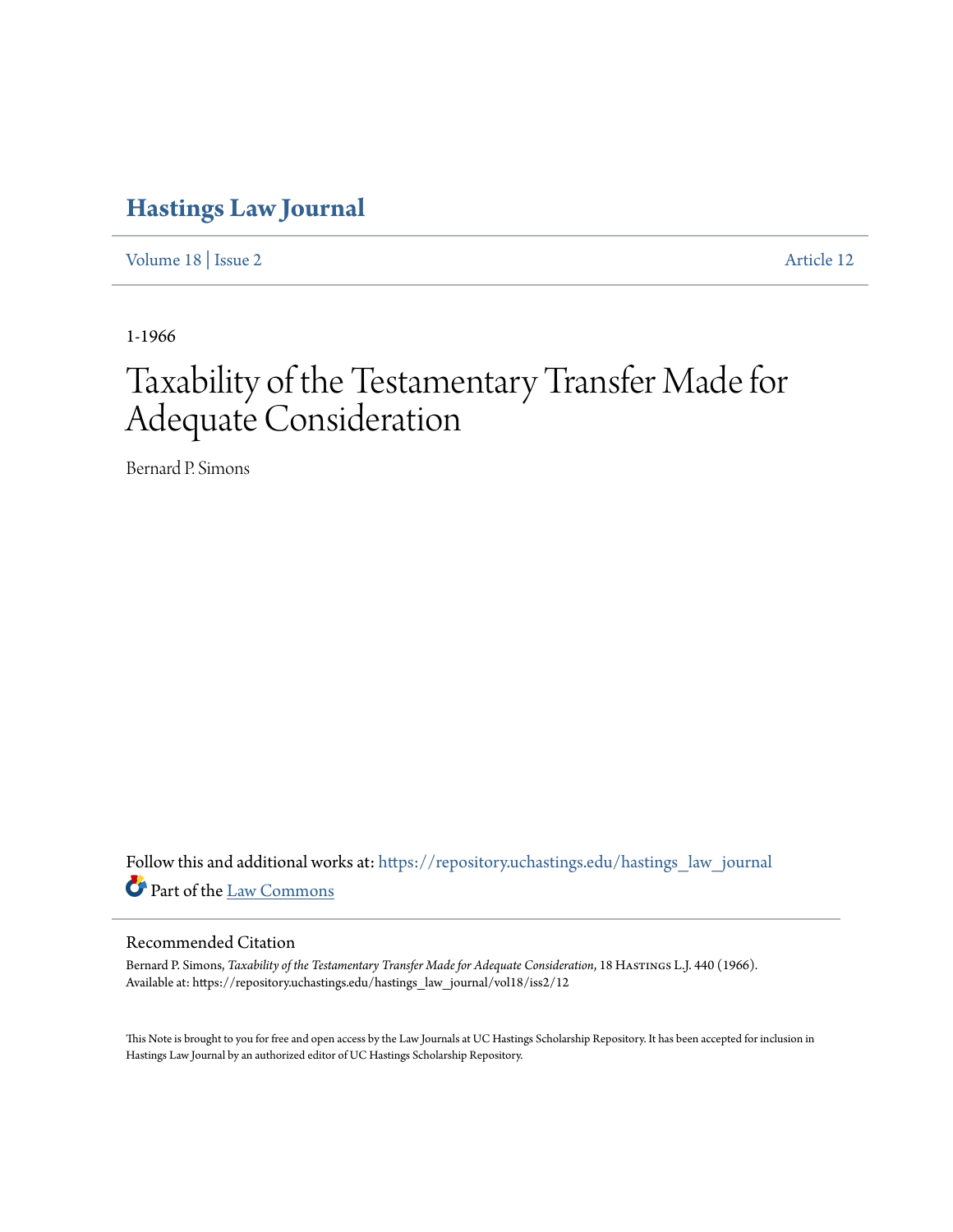# Hastings Law Journal

Volume 18 | Issue 2 Article 12

1-1966

# Taxability of the Testamentary Transfer Made for Adequate Consideration

Bernard P. Simons

Follow this and additional works at: https://repository.uchastings.edu/hastings_law_journal

Part of the Law Commons

## Recommended Citation

Bernard P. Simons, *Taxability of the Testamentary Transfer Made for Adequate Consideration*, 18 Hastings L.J. 440 (1966).
Available at: https://repository.uchastings.edu/hastings_law_journal/vol18/iss2/12

This Note is brought to you for free and open access by the Law Journals at UC Hastings Scholarship Repository. It has been accepted for inclusion in Hastings Law Journal by an authorized editor of UC Hastings Scholarship Repository.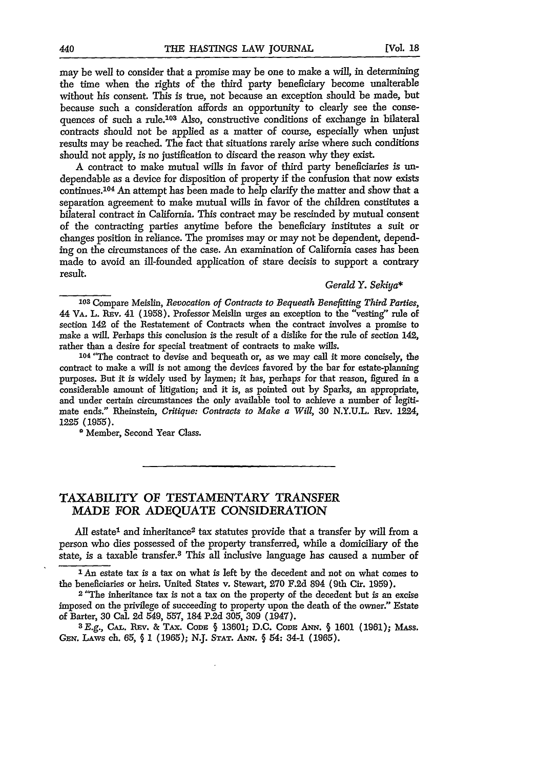may be well to consider that a promise may be one to make a will, in determining the time when the rights of the third party beneficiary become unalterable without his consent. This is true, not because an exception should be made, but because such a consideration affords an opportunity to clearly see the consequences of such a rule.[103] Also, constructive conditions of exchange in bilateral contracts should not be applied as a matter of course, especially when unjust results may be reached. The fact that situations rarely arise where such conditions should not apply, is no justification to discard the reason why they exist.

A contract to make mutual wills in favor of third party beneficiaries is undependable as a device for disposition of property if the confusion that now exists continues.[104] An attempt has been made to help clarify the matter and show that a separation agreement to make mutual wills in favor of the children constitutes a bilateral contract in California. This contract may be rescinded by mutual consent of the contracting parties anytime before the beneficiary institutes a suit or changes position in reliance. The promises may or may not be dependent, depending on the circumstances of the case. An examination of California cases has been made to avoid an ill-founded application of stare decisis to support a contrary result.

*Gerald Y. Sekiya\**

---

[103] Compare Meislin, *Revocation of Contracts to Bequeath Benefitting Third Parties*, 44 VA. L. REV. 41 (1958). Professor Meislin urges an exception to the "vesting" rule of section 142 of the Restatement of Contracts when the contract involves a promise to make a will. Perhaps this conclusion is the result of a dislike for the rule of section 142, rather than a desire for special treatment of contracts to make wills.

[104] "The contract to devise and bequeath or, as we may call it more concisely, the contract to make a will is not among the devices favored by the bar for estate-planning purposes. But it is widely used by laymen; it has, perhaps for that reason, figured in a considerable amount of litigation; and it is, as pointed out by Sparks, an appropriate, and under certain circumstances the only available tool to achieve a number of legitimate ends." Rheinstein, *Critique: Contracts to Make a Will*, 30 N.Y.U.L. REV. 1224, 1225 (1955).

\* Member, Second Year Class.

---

## TAXABILITY OF TESTAMENTARY TRANSFER MADE FOR ADEQUATE CONSIDERATION

All estate[1] and inheritance[2] tax statutes provide that a transfer by will from a person who dies possessed of the property transferred, while a domiciliary of the state, is a taxable transfer.[3] This all inclusive language has caused a number of

---

[1] An estate tax is a tax on what is left by the decedent and not on what comes to the beneficiaries or heirs. United States v. Stewart, 270 F.2d 894 (9th Cir. 1959).

[2] "The inheritance tax is not a tax on the property of the decedent but is an excise imposed on the privilege of succeeding to property upon the death of the owner." Estate of Barter, 30 Cal. 2d 549, 557, 184 P.2d 305, 309 (1947).

[3] *E.g.*, CAL. REV. & TAX. CODE § 13601; D.C. CODE ANN. § 1601 (1961); MASS. GEN. LAWS ch. 65, § 1 (1965); N.J. STAT. ANN. § 54: 34-1 (1965).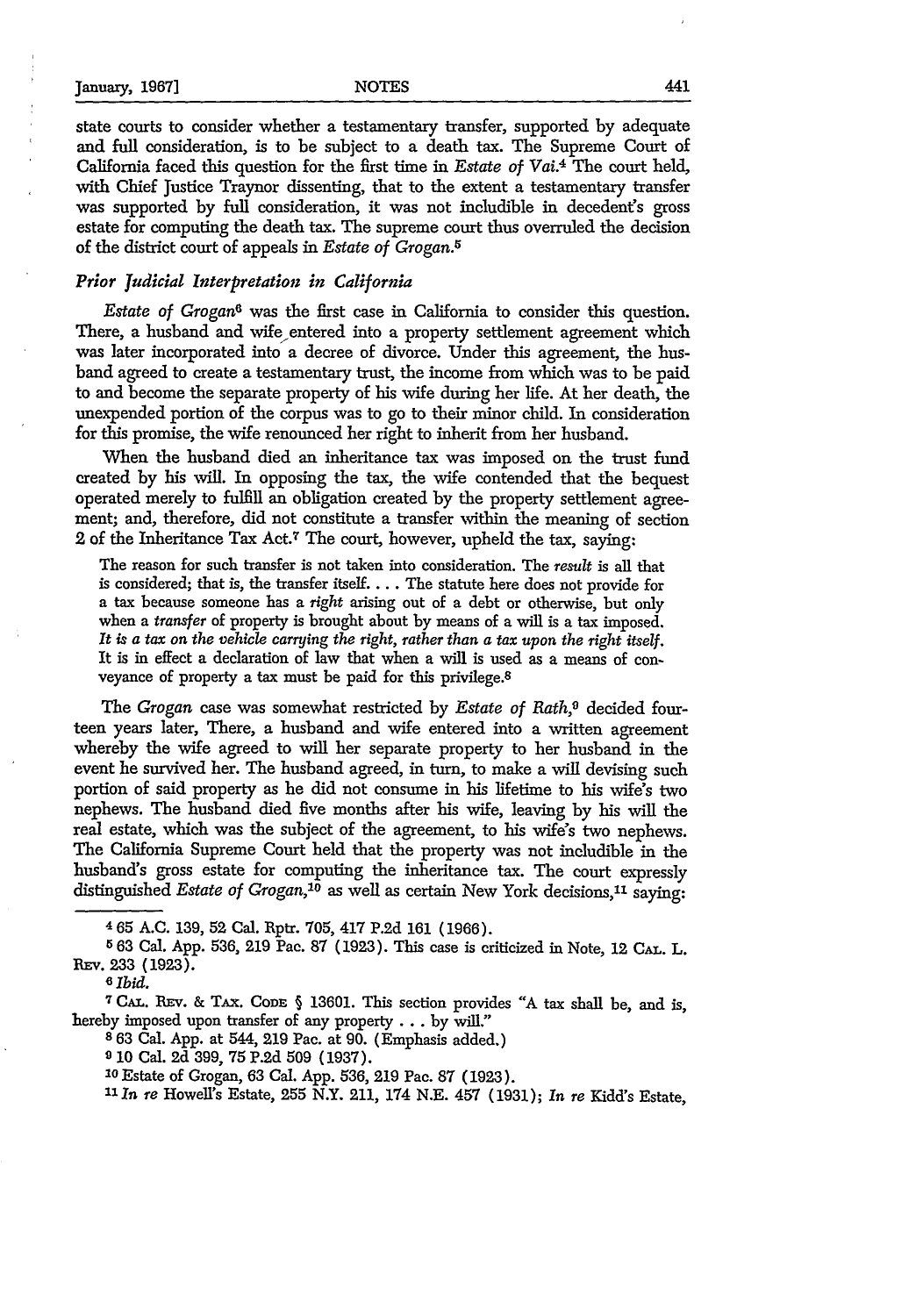state courts to consider whether a testamentary transfer, supported by adequate and full consideration, is to be subject to a death tax. The Supreme Court of California faced this question for the first time in *Estate of Vai*.[4] The court held, with Chief Justice Traynor dissenting, that to the extent a testamentary transfer was supported by full consideration, it was not includible in decedent's gross estate for computing the death tax. The supreme court thus overruled the decision of the district court of appeals in *Estate of Grogan*.[5]

### *Prior Judicial Interpretation in California*

*Estate of Grogan*[6] was the first case in California to consider this question. There, a husband and wife entered into a property settlement agreement which was later incorporated into a decree of divorce. Under this agreement, the husband agreed to create a testamentary trust, the income from which was to be paid to and become the separate property of his wife during her life. At her death, the unexpended portion of the corpus was to go to their minor child. In consideration for this promise, the wife renounced her right to inherit from her husband.

When the husband died an inheritance tax was imposed on the trust fund created by his will. In opposing the tax, the wife contended that the bequest operated merely to fulfill an obligation created by the property settlement agreement; and, therefore, did not constitute a transfer within the meaning of section 2 of the Inheritance Tax Act.[7] The court, however, upheld the tax, saying:

> The reason for such transfer is not taken into consideration. The *result* is all that is considered; that is, the transfer itself. . . . The statute here does not provide for a tax because someone has a *right* arising out of a debt or otherwise, but only when a *transfer* of property is brought about by means of a will is a tax imposed. *It is a tax on the vehicle carrying the right, rather than a tax upon the right itself.* It is in effect a declaration of law that when a will is used as a means of conveyance of property a tax must be paid for this privilege.[8]

The *Grogan* case was somewhat restricted by *Estate of Rath*,[9] decided fourteen years later, There, a husband and wife entered into a written agreement whereby the wife agreed to will her separate property to her husband in the event he survived her. The husband agreed, in turn, to make a will devising such portion of said property as he did not consume in his lifetime to his wife's two nephews. The husband died five months after his wife, leaving by his will the real estate, which was the subject of the agreement, to his wife's two nephews. The California Supreme Court held that the property was not includible in the husband's gross estate for computing the inheritance tax. The court expressly distinguished *Estate of Grogan*,[10] as well as certain New York decisions,[11] saying:

---

[4] 65 A.C. 139, 52 Cal. Rptr. 705, 417 P.2d 161 (1966).

[5] 63 Cal. App. 536, 219 Pac. 87 (1923). This case is criticized in Note, 12 CAL. L. REV. 233 (1923).

[6] *Ibid.*

[7] CAL. REV. & TAX. CODE § 13601. This section provides "A tax shall be, and is, hereby imposed upon transfer of any property . . . by will."

[8] 63 Cal. App. at 544, 219 Pac. at 90. (Emphasis added.)

[9] 10 Cal. 2d 399, 75 P.2d 509 (1937).

[10] Estate of Grogan, 63 Cal. App. 536, 219 Pac. 87 (1923).

[11] *In re* Howell's Estate, 255 N.Y. 211, 174 N.E. 457 (1931); *In re* Kidd's Estate,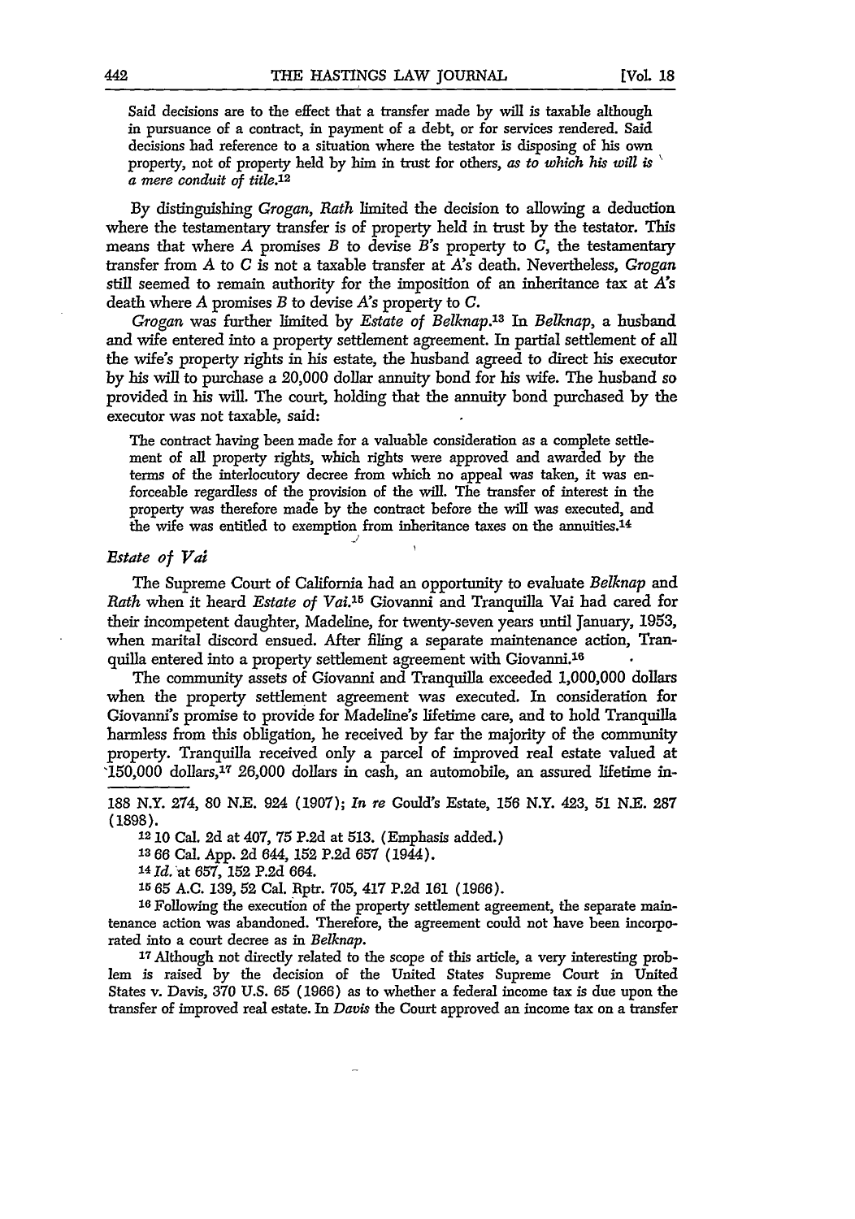Said decisions are to the effect that a transfer made by will is taxable although in pursuance of a contract, in payment of a debt, or for services rendered. Said decisions had reference to a situation where the testator is disposing of his own property, not of property held by him in trust for others, *as to which his will is a mere conduit of title*.[12]

By distinguishing *Grogan, Rath* limited the decision to allowing a deduction where the testamentary transfer is of property held in trust by the testator. This means that where A promises B to devise B's property to C, the testamentary transfer from A to C is not a taxable transfer at A's death. Nevertheless, *Grogan* still seemed to remain authority for the imposition of an inheritance tax at A's death where A promises B to devise A's property to C.

*Grogan* was further limited by *Estate of Belknap*.[13] In *Belknap*, a husband and wife entered into a property settlement agreement. In partial settlement of all the wife's property rights in his estate, the husband agreed to direct his executor by his will to purchase a 20,000 dollar annuity bond for his wife. The husband so provided in his will. The court, holding that the annuity bond purchased by the executor was not taxable, said:

> The contract having been made for a valuable consideration as a complete settlement of all property rights, which rights were approved and awarded by the terms of the interlocutory decree from which no appeal was taken, it was enforceable regardless of the provision of the will. The transfer of interest in the property was therefore made by the contract before the will was executed, and the wife was entitled to exemption from inheritance taxes on the annuities.[14]

### *Estate of Vai*

The Supreme Court of California had an opportunity to evaluate *Belknap* and *Rath* when it heard *Estate of Vai*.[15] Giovanni and Tranquilla Vai had cared for their incompetent daughter, Madeline, for twenty-seven years until January, 1953, when marital discord ensued. After filing a separate maintenance action, Tranquilla entered into a property settlement agreement with Giovanni.[16]

The community assets of Giovanni and Tranquilla exceeded 1,000,000 dollars when the property settlement agreement was executed. In consideration for Giovanni's promise to provide for Madeline's lifetime care, and to hold Tranquilla harmless from this obligation, he received by far the majority of the community property. Tranquilla received only a parcel of improved real estate valued at 150,000 dollars,[17] 26,000 dollars in cash, an automobile, an assured lifetime in-

---

188 N.Y. 274, 80 N.E. 924 (1907); *In re* Gould's Estate, 156 N.Y. 423, 51 N.E. 287 (1898).

[12] 10 Cal. 2d at 407, 75 P.2d at 513. (Emphasis added.)

[13] 66 Cal. App. 2d 644, 152 P.2d 657 (1944).

[14] *Id.* at 657, 152 P.2d 664.

[15] 65 A.C. 139, 52 Cal. Rptr. 705, 417 P.2d 161 (1966).

[16] Following the execution of the property settlement agreement, the separate maintenance action was abandoned. Therefore, the agreement could not have been incorporated into a court decree as in *Belknap*.

[17] Although not directly related to the scope of this article, a very interesting problem is raised by the decision of the United States Supreme Court in United States v. Davis, 370 U.S. 65 (1966) as to whether a federal income tax is due upon the transfer of improved real estate. In *Davis* the Court approved an income tax on a transfer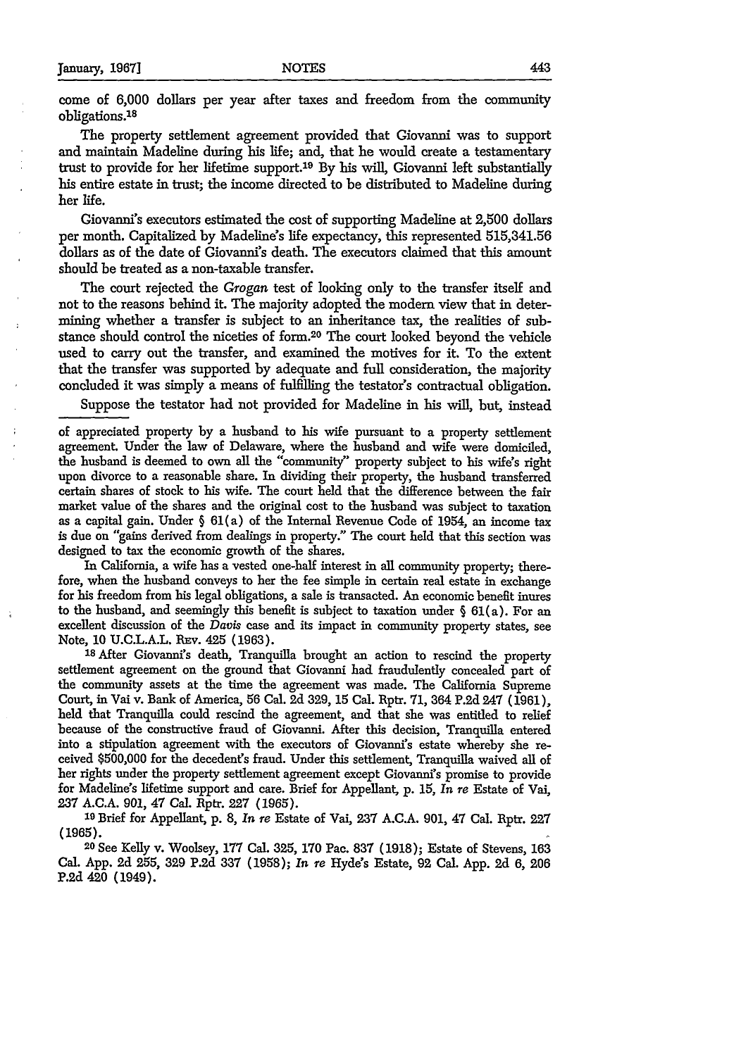come of 6,000 dollars per year after taxes and freedom from the community obligations.[18]

The property settlement agreement provided that Giovanni was to support and maintain Madeline during his life; and, that he would create a testamentary trust to provide for her lifetime support.[19] By his will, Giovanni left substantially his entire estate in trust; the income directed to be distributed to Madeline during her life.

Giovanni's executors estimated the cost of supporting Madeline at 2,500 dollars per month. Capitalized by Madeline's life expectancy, this represented 515,341.56 dollars as of the date of Giovanni's death. The executors claimed that this amount should be treated as a non-taxable transfer.

The court rejected the *Grogan* test of looking only to the transfer itself and not to the reasons behind it. The majority adopted the modern view that in determining whether a transfer is subject to an inheritance tax, the realities of substance should control the niceties of form.[20] The court looked beyond the vehicle used to carry out the transfer, and examined the motives for it. To the extent that the transfer was supported by adequate and full consideration, the majority concluded it was simply a means of fulfilling the testator's contractual obligation.

Suppose the testator had not provided for Madeline in his will, but, instead

---

of appreciated property by a husband to his wife pursuant to a property settlement agreement. Under the law of Delaware, where the husband and wife were domiciled, the husband is deemed to own all the "community" property subject to his wife's right upon divorce to a reasonable share. In dividing their property, the husband transferred certain shares of stock to his wife. The court held that the difference between the fair market value of the shares and the original cost to the husband was subject to taxation as a capital gain. Under § 61(a) of the Internal Revenue Code of 1954, an income tax is due on "gains derived from dealings in property." The court held that this section was designed to tax the economic growth of the shares.

In California, a wife has a vested one-half interest in all community property; therefore, when the husband conveys to her the fee simple in certain real estate in exchange for his freedom from his legal obligations, a sale is transacted. An economic benefit inures to the husband, and seemingly this benefit is subject to taxation under § 61(a). For an excellent discussion of the *Davis* case and its impact in community property states, see Note, 10 U.C.L.A.L. Rev. 425 (1963).

[18] After Giovanni's death, Tranquilla brought an action to rescind the property settlement agreement on the ground that Giovanni had fraudulently concealed part of the community assets at the time the agreement was made. The California Supreme Court, in Vai v. Bank of America, 56 Cal. 2d 329, 15 Cal. Rptr. 71, 364 P.2d 247 (1961), held that Tranquilla could rescind the agreement, and that she was entitled to relief because of the constructive fraud of Giovanni. After this decision, Tranquilla entered into a stipulation agreement with the executors of Giovanni's estate whereby she received $500,000 for the decedent's fraud. Under this settlement, Tranquilla waived all of her rights under the property settlement agreement except Giovanni's promise to provide for Madeline's lifetime support and care. Brief for Appellant, p. 15, *In re* Estate of Vai, 237 A.C.A. 901, 47 Cal. Rptr. 227 (1965).

[19] Brief for Appellant, p. 8, *In re* Estate of Vai, 237 A.C.A. 901, 47 Cal. Rptr. 227 (1965).

[20] See Kelly v. Woolsey, 177 Cal. 325, 170 Pac. 837 (1918); Estate of Stevens, 163 Cal. App. 2d 255, 329 P.2d 337 (1958); *In re* Hyde's Estate, 92 Cal. App. 2d 6, 206 P.2d 420 (1949).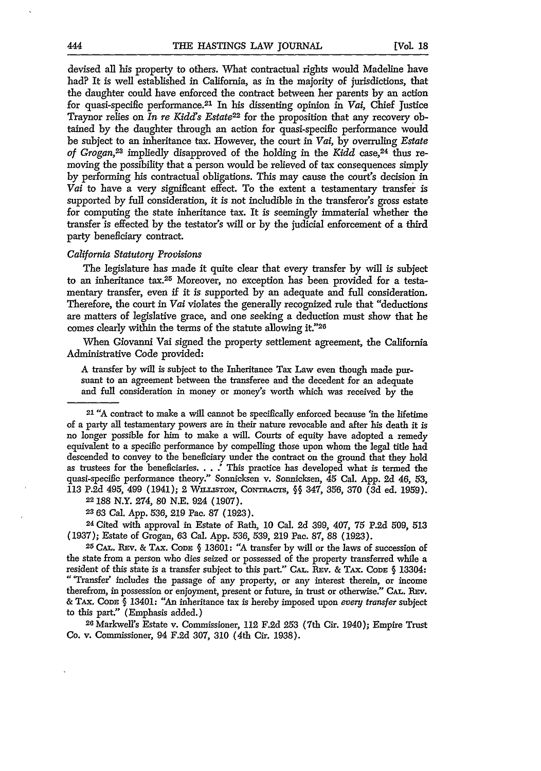devised all his property to others. What contractual rights would Madeline have had? It is well established in California, as in the majority of jurisdictions, that the daughter could have enforced the contract between her parents by an action for quasi-specific performance.[21] In his dissenting opinion in *Vai*, Chief Justice Traynor relies on *In re Kidd's Estate*[22] for the proposition that any recovery obtained by the daughter through an action for quasi-specific performance would be subject to an inheritance tax. However, the court in *Vai*, by overruling *Estate of Grogan*,[23] impliedly disapproved of the holding in the *Kidd* case,[24] thus removing the possibility that a person would be relieved of tax consequences simply by performing his contractual obligations. This may cause the court's decision in *Vai* to have a very significant effect. To the extent a testamentary transfer is supported by full consideration, it is not includible in the transferor's gross estate for computing the state inheritance tax. It is seemingly immaterial whether the transfer is effected by the testator's will or by the judicial enforcement of a third party beneficiary contract.

*California Statutory Provisions*

The legislature has made it quite clear that every transfer by will is subject to an inheritance tax.[25] Moreover, no exception has been provided for a testamentary transfer, even if it is supported by an adequate and full consideration. Therefore, the court in *Vai* violates the generally recognized rule that "deductions are matters of legislative grace, and one seeking a deduction must show that he comes clearly within the terms of the statute allowing it."[26]

When Giovanni Vai signed the property settlement agreement, the California Administrative Code provided:

> A transfer by will is subject to the Inheritance Tax Law even though made pursuant to an agreement between the transferee and the decedent for an adequate and full consideration in money or money's worth which was received by the

---

[21] "A contract to make a will cannot be specifically enforced because 'in the lifetime of a party all testamentary powers are in their nature revocable and after his death it is no longer possible for him to make a will. Courts of equity have adopted a remedy equivalent to a specific performance by compelling those upon whom the legal title had descended to convey to the beneficiary under the contract on the ground that they hold as trustees for the beneficiaries. . . .' This practice has developed what is termed the quasi-specific performance theory." Sonnicksen v. Sonnicksen, 45 Cal. App. 2d 46, 53, 113 P.2d 495, 499 (1941); 2 WILLISTON, CONTRACTS, §§ 347, 356, 370 (3d ed. 1959).

[22] 188 N.Y. 274, 80 N.E. 924 (1907).

[23] 63 Cal. App. 536, 219 Pac. 87 (1923).

[24] Cited with approval in Estate of Rath, 10 Cal. 2d 399, 407, 75 P.2d 509, 513 (1937); Estate of Grogan, 63 Cal. App. 536, 539, 219 Pac. 87, 88 (1923).

[25] CAL. REV. & TAX. CODE § 13601: "A transfer by will or the laws of succession of the state from a person who dies seized or possessed of the property transferred while a resident of this state is a transfer subject to this part." CAL. REV. & TAX. CODE § 13304: "'Transfer' includes the passage of any property, or any interest therein, or income therefrom, in possession or enjoyment, present or future, in trust or otherwise." CAL. REV. & TAX. CODE § 13401: "An inheritance tax is hereby imposed upon *every transfer* subject to this part." (Emphasis added.)

[26] Markwell's Estate v. Commissioner, 112 F.2d 253 (7th Cir. 1940); Empire Trust Co. v. Commissioner, 94 F.2d 307, 310 (4th Cir. 1938).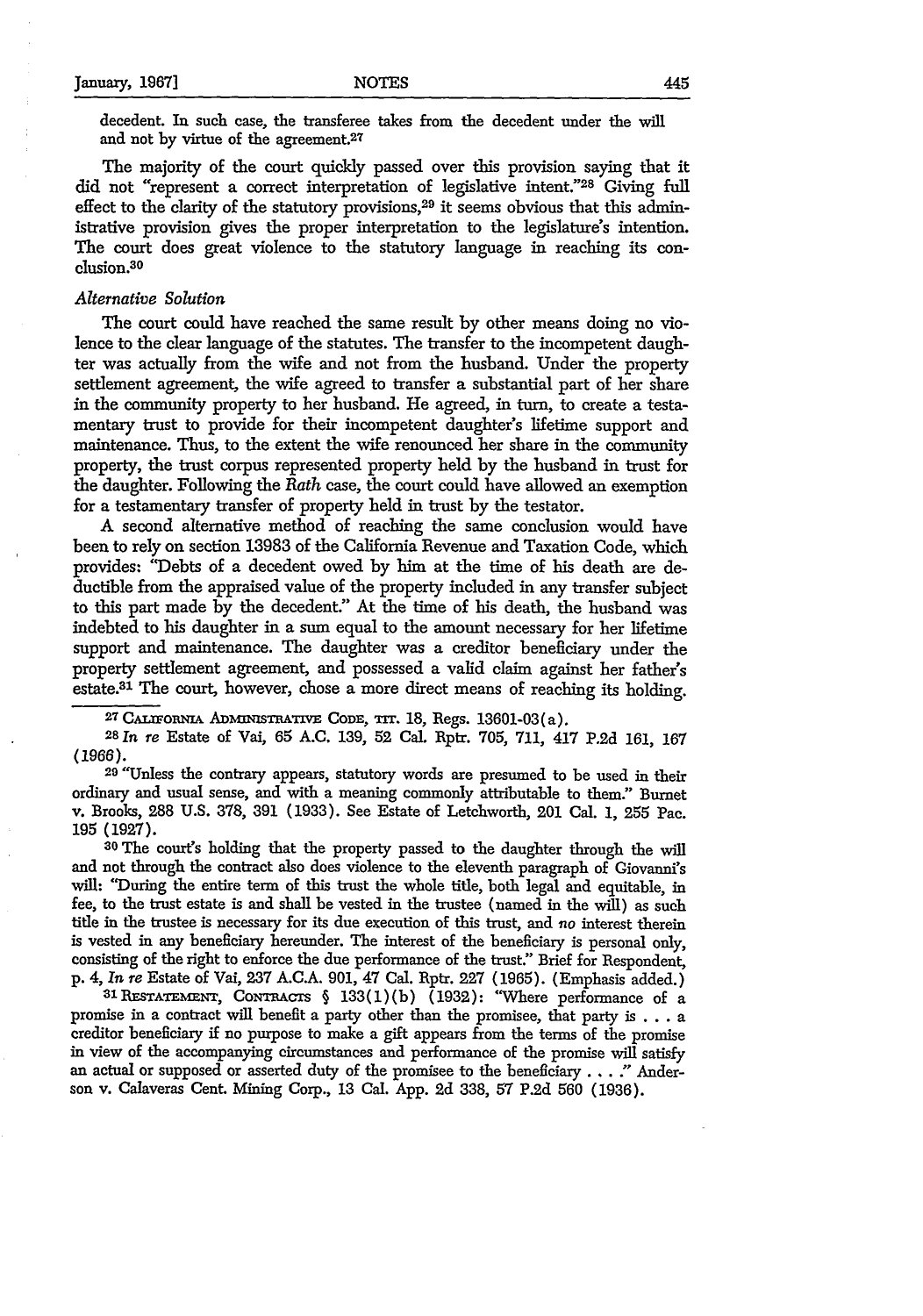decedent. In such case, the transferee takes from the decedent under the will and not by virtue of the agreement.[27]

The majority of the court quickly passed over this provision saying that it did not "represent a correct interpretation of legislative intent."[28] Giving full effect to the clarity of the statutory provisions,[29] it seems obvious that this administrative provision gives the proper interpretation to the legislature's intention. The court does great violence to the statutory language in reaching its conclusion.[30]

*Alternative Solution*

The court could have reached the same result by other means doing no violence to the clear language of the statutes. The transfer to the incompetent daughter was actually from the wife and not from the husband. Under the property settlement agreement, the wife agreed to transfer a substantial part of her share in the community property to her husband. He agreed, in turn, to create a testamentary trust to provide for their incompetent daughter's lifetime support and maintenance. Thus, to the extent the wife renounced her share in the community property, the trust corpus represented property held by the husband in trust for the daughter. Following the *Rath* case, the court could have allowed an exemption for a testamentary transfer of property held in trust by the testator.

A second alternative method of reaching the same conclusion would have been to rely on section 13983 of the California Revenue and Taxation Code, which provides: "Debts of a decedent owed by him at the time of his death are deductible from the appraised value of the property included in any transfer subject to this part made by the decedent." At the time of his death, the husband was indebted to his daughter in a sum equal to the amount necessary for her lifetime support and maintenance. The daughter was a creditor beneficiary under the property settlement agreement, and possessed a valid claim against her father's estate.[31] The court, however, chose a more direct means of reaching its holding.

---

[27] CALIFORNIA ADMINISTRATIVE CODE, TIT. 18, Regs. 13601-03(a).

[28] *In re* Estate of Vai, 65 A.C. 139, 52 Cal. Rptr. 705, 711, 417 P.2d 161, 167 (1966).

[29] "Unless the contrary appears, statutory words are presumed to be used in their ordinary and usual sense, and with a meaning commonly attributable to them." Burnet v. Brooks, 288 U.S. 378, 391 (1933). See Estate of Letchworth, 201 Cal. 1, 255 Pac. 195 (1927).

[30] The court's holding that the property passed to the daughter through the will and not through the contract also does violence to the eleventh paragraph of Giovanni's will: "During the entire term of this trust the whole title, both legal and equitable, in fee, to the trust estate is and shall be vested in the trustee (named in the will) as such title in the trustee is necessary for its due execution of this trust, and *no* interest therein is vested in any beneficiary hereunder. The interest of the beneficiary is personal only, consisting of the right to enforce the due performance of the trust." Brief for Respondent, p. 4, *In re* Estate of Vai, 237 A.C.A. 901, 47 Cal. Rptr. 227 (1965). (Emphasis added.)

[31] RESTATEMENT, CONTRACTS § 133(1)(b) (1932): "Where performance of a promise in a contract will benefit a party other than the promisee, that party is . . . a creditor beneficiary if no purpose to make a gift appears from the terms of the promise in view of the accompanying circumstances and performance of the promise will satisfy an actual or supposed or asserted duty of the promisee to the beneficiary . . . ." Anderson v. Calaveras Cent. Mining Corp., 13 Cal. App. 2d 338, 57 P.2d 560 (1936).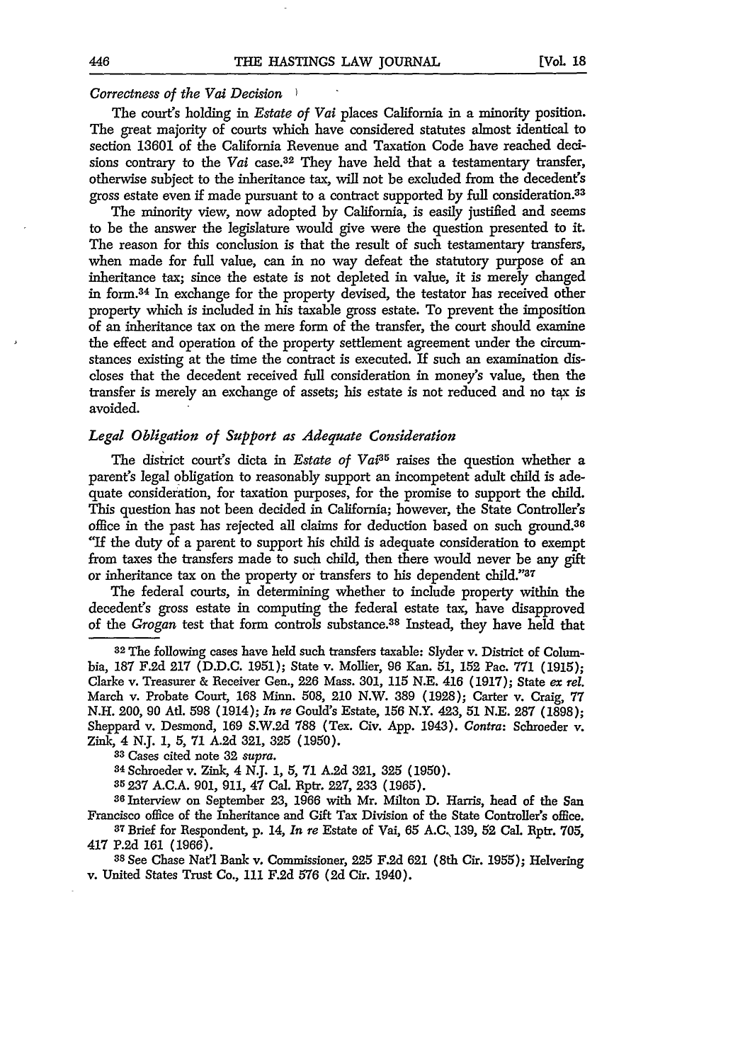*Correctness of the Vai Decision*

The court's holding in *Estate of Vai* places California in a minority position. The great majority of courts which have considered statutes almost identical to section 13601 of the California Revenue and Taxation Code have reached decisions contrary to the *Vai* case.[32] They have held that a testamentary transfer, otherwise subject to the inheritance tax, will not be excluded from the decedent's gross estate even if made pursuant to a contract supported by full consideration.[33]

The minority view, now adopted by California, is easily justified and seems to be the answer the legislature would give were the question presented to it. The reason for this conclusion is that the result of such testamentary transfers, when made for full value, can in no way defeat the statutory purpose of an inheritance tax; since the estate is not depleted in value, it is merely changed in form.[34] In exchange for the property devised, the testator has received other property which is included in his taxable gross estate. To prevent the imposition of an inheritance tax on the mere form of the transfer, the court should examine the effect and operation of the property settlement agreement under the circumstances existing at the time the contract is executed. If such an examination discloses that the decedent received full consideration in money's value, then the transfer is merely an exchange of assets; his estate is not reduced and no tax is avoided.

*Legal Obligation of Support as Adequate Consideration*

The district court's dicta in *Estate of Vai*[35] raises the question whether a parent's legal obligation to reasonably support an incompetent adult child is adequate consideration, for taxation purposes, for the promise to support the child. This question has not been decided in California; however, the State Controller's office in the past has rejected all claims for deduction based on such ground.[36] "If the duty of a parent to support his child is adequate consideration to exempt from taxes the transfers made to such child, then there would never be any gift or inheritance tax on the property or transfers to his dependent child."[37]

The federal courts, in determining whether to include property within the decedent's gross estate in computing the federal estate tax, have disapproved of the *Grogan* test that form controls substance.[38] Instead, they have held that

---

[32] The following cases have held such transfers taxable: Slyder v. District of Columbia, 187 F.2d 217 (D.D.C. 1951); State v. Mollier, 96 Kan. 51, 152 Pac. 771 (1915); Clarke v. Treasurer & Receiver Gen., 226 Mass. 301, 115 N.E. 416 (1917); State *ex rel.* March v. Probate Court, 168 Minn. 508, 210 N.W. 389 (1928); Carter v. Craig, 77 N.H. 200, 90 Atl. 598 (1914); *In re* Gould's Estate, 156 N.Y. 423, 51 N.E. 287 (1898); Sheppard v. Desmond, 169 S.W.2d 788 (Tex. Civ. App. 1943). *Contra*: Schroeder v. Zink, 4 N.J. 1, 5, 71 A.2d 321, 325 (1950).

[33] Cases cited note 32 *supra*.

[34] Schroeder v. Zink, 4 N.J. 1, 5, 71 A.2d 321, 325 (1950).

[35] 237 A.C.A. 901, 911, 47 Cal. Rptr. 227, 233 (1965).

[36] Interview on September 23, 1966 with Mr. Milton D. Harris, head of the San Francisco office of the Inheritance and Gift Tax Division of the State Controller's office.

[37] Brief for Respondent, p. 14, *In re* Estate of Vai, 65 A.C. 139, 52 Cal. Rptr. 705, 417 P.2d 161 (1966).

[38] See Chase Nat'l Bank v. Commissioner, 225 F.2d 621 (8th Cir. 1955); Helvering v. United States Trust Co., 111 F.2d 576 (2d Cir. 1940).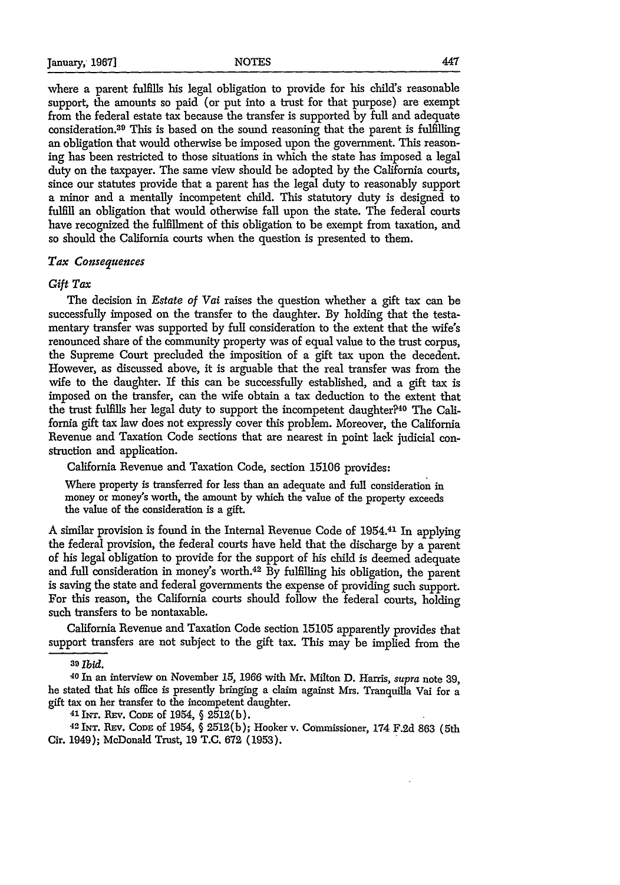where a parent fulfills his legal obligation to provide for his child's reasonable support, the amounts so paid (or put into a trust for that purpose) are exempt from the federal estate tax because the transfer is supported by full and adequate consideration.[39] This is based on the sound reasoning that the parent is fulfilling an obligation that would otherwise be imposed upon the government. This reasoning has been restricted to those situations in which the state has imposed a legal duty on the taxpayer. The same view should be adopted by the California courts, since our statutes provide that a parent has the legal duty to reasonably support a minor and a mentally incompetent child. This statutory duty is designed to fulfill an obligation that would otherwise fall upon the state. The federal courts have recognized the fulfillment of this obligation to be exempt from taxation, and so should the California courts when the question is presented to them.

### *Tax Consequences*

#### *Gift Tax*

The decision in *Estate of Vai* raises the question whether a gift tax can be successfully imposed on the transfer to the daughter. By holding that the testamentary transfer was supported by full consideration to the extent that the wife's renounced share of the community property was of equal value to the trust corpus, the Supreme Court precluded the imposition of a gift tax upon the decedent. However, as discussed above, it is arguable that the real transfer was from the wife to the daughter. If this can be successfully established, and a gift tax is imposed on the transfer, can the wife obtain a tax deduction to the extent that the trust fulfills her legal duty to support the incompetent daughter?[40] The California gift tax law does not expressly cover this problem. Moreover, the California Revenue and Taxation Code sections that are nearest in point lack judicial construction and application.

California Revenue and Taxation Code, section 15106 provides:

> Where property is transferred for less than an adequate and full consideration in money or money's worth, the amount by which the value of the property exceeds the value of the consideration is a gift.

A similar provision is found in the Internal Revenue Code of 1954.[41] In applying the federal provision, the federal courts have held that the discharge by a parent of his legal obligation to provide for the support of his child is deemed adequate and full consideration in money's worth.[42] By fulfilling his obligation, the parent is saving the state and federal governments the expense of providing such support. For this reason, the California courts should follow the federal courts, holding such transfers to be nontaxable.

California Revenue and Taxation Code section 15105 apparently provides that support transfers are not subject to the gift tax. This may be implied from the

---

[39] *Ibid.*

[40] In an interview on November 15, 1966 with Mr. Milton D. Harris, *supra* note 39, he stated that his office is presently bringing a claim against Mrs. Tranquilla Vai for a gift tax on her transfer to the incompetent daughter.

[41] INT. REV. CODE of 1954, § 2512(b).

[42] INT. REV. CODE of 1954, § 2512(b); Hooker v. Commissioner, 174 F.2d 863 (5th Cir. 1949); McDonald Trust, 19 T.C. 672 (1953).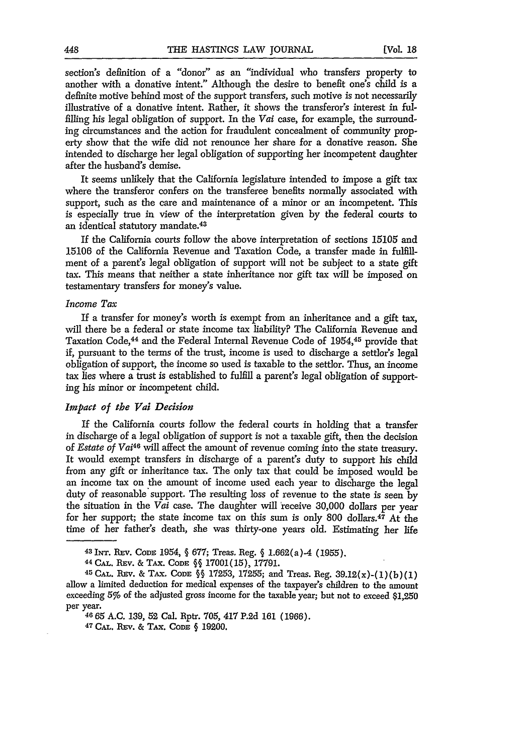section's definition of a "donor" as an "individual who transfers property to another with a donative intent." Although the desire to benefit one's child is a definite motive behind most of the support transfers, such motive is not necessarily illustrative of a donative intent. Rather, it shows the transferor's interest in fulfilling his legal obligation of support. In the *Vai* case, for example, the surrounding circumstances and the action for fraudulent concealment of community property show that the wife did not renounce her share for a donative reason. She intended to discharge her legal obligation of supporting her incompetent daughter after the husband's demise.

It seems unlikely that the California legislature intended to impose a gift tax where the transferor confers on the transferee benefits normally associated with support, such as the care and maintenance of a minor or an incompetent. This is especially true in view of the interpretation given by the federal courts to an identical statutory mandate.[43]

If the California courts follow the above interpretation of sections 15105 and 15106 of the California Revenue and Taxation Code, a transfer made in fulfillment of a parent's legal obligation of support will not be subject to a state gift tax. This means that neither a state inheritance nor gift tax will be imposed on testamentary transfers for money's value.

### *Income Tax*

If a transfer for money's worth is exempt from an inheritance and a gift tax, will there be a federal or state income tax liability? The California Revenue and Taxation Code,[44] and the Federal Internal Revenue Code of 1954,[45] provide that if, pursuant to the terms of the trust, income is used to discharge a settlor's legal obligation of support, the income so used is taxable to the settlor. Thus, an income tax lies where a trust is established to fulfill a parent's legal obligation of supporting his minor or incompetent child.

### *Impact of the Vai Decision*

If the California courts follow the federal courts in holding that a transfer in discharge of a legal obligation of support is not a taxable gift, then the decision of *Estate of Vai*[46] will affect the amount of revenue coming into the state treasury. It would exempt transfers in discharge of a parent's duty to support his child from any gift or inheritance tax. The only tax that could be imposed would be an income tax on the amount of income used each year to discharge the legal duty of reasonable support. The resulting loss of revenue to the state is seen by the situation in the *Vai* case. The daughter will receive 30,000 dollars per year for her support; the state income tax on this sum is only 800 dollars.[47] At the time of her father's death, she was thirty-one years old. Estimating her life

---

[43] INT. REV. CODE 1954, § 677; Treas. Reg. § 1.662(a)-4 (1955).

[44] CAL. REV. & TAX. CODE §§ 17001(15), 17791.

[45] CAL. REV. & TAX. CODE §§ 17253, 17255; and Treas. Reg. 39.12(x)-(1)(b)(1) allow a limited deduction for medical expenses of the taxpayer's children to the amount exceeding 5% of the adjusted gross income for the taxable year; but not to exceed $1,250 per year.

[46] 65 A.C. 139, 52 Cal. Rptr. 705, 417 P.2d 161 (1966).

[47] CAL. REV. & TAX. CODE § 19200.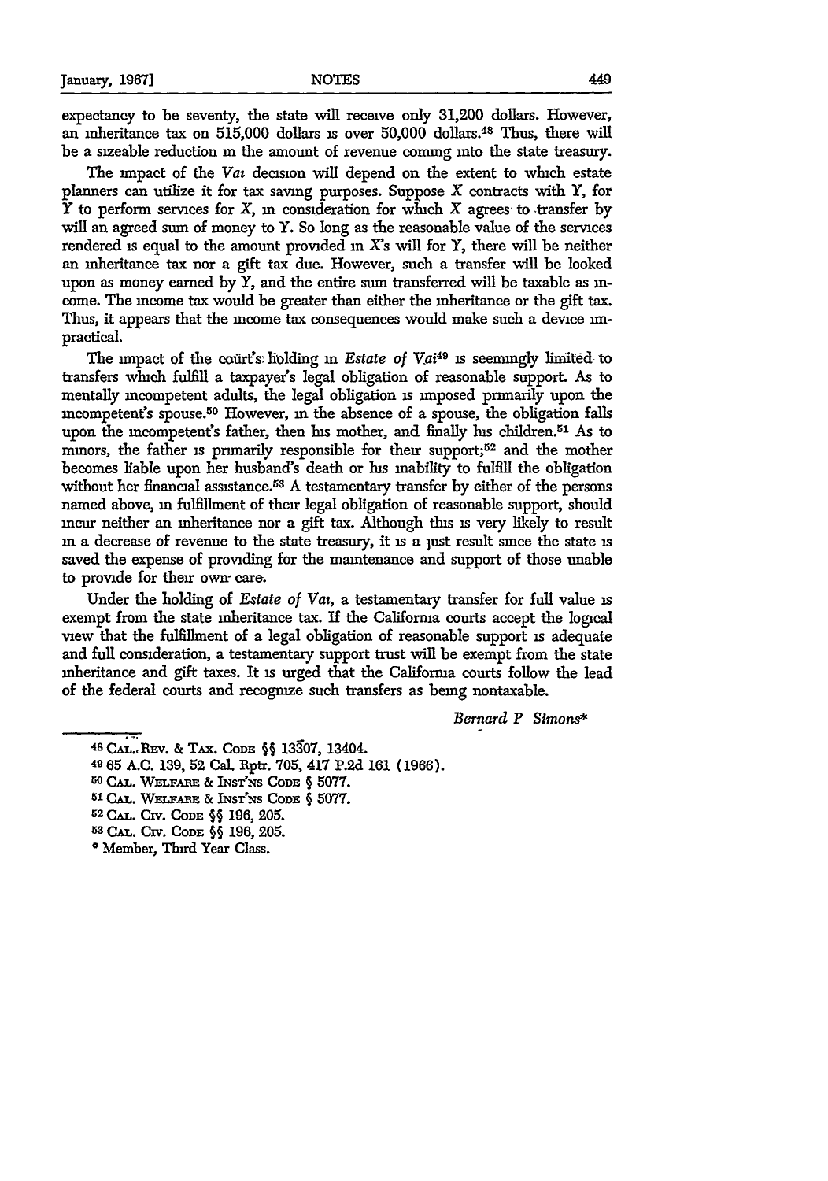expectancy to be seventy, the state will receive only 31,200 dollars. However, an inheritance tax on 515,000 dollars is over 50,000 dollars.[48] Thus, there will be a sizeable reduction in the amount of revenue coming into the state treasury.

The impact of the *Vai* decision will depend on the extent to which estate planners can utilize it for tax saving purposes. Suppose X contracts with Y, for Y to perform services for X, in consideration for which X agrees to transfer by will an agreed sum of money to Y. So long as the reasonable value of the services rendered is equal to the amount provided in X's will for Y, there will be neither an inheritance tax nor a gift tax due. However, such a transfer will be looked upon as money earned by Y, and the entire sum transferred will be taxable as income. The income tax would be greater than either the inheritance or the gift tax. Thus, it appears that the income tax consequences would make such a device impractical.

The impact of the court's holding in *Estate of Vai*[49] is seemingly limited to transfers which fulfill a taxpayer's legal obligation of reasonable support. As to mentally incompetent adults, the legal obligation is imposed primarily upon the incompetent's spouse.[50] However, in the absence of a spouse, the obligation falls upon the incompetent's father, then his mother, and finally his children.[51] As to minors, the father is primarily responsible for their support;[52] and the mother becomes liable upon her husband's death or his inability to fulfill the obligation without her financial assistance.[53] A testamentary transfer by either of the persons named above, in fulfillment of their legal obligation of reasonable support, should incur neither an inheritance nor a gift tax. Although this is very likely to result in a decrease of revenue to the state treasury, it is a just result since the state is saved the expense of providing for the maintenance and support of those unable to provide for their own care.

Under the holding of *Estate of Vai*, a testamentary transfer for full value is exempt from the state inheritance tax. If the California courts accept the logical view that the fulfillment of a legal obligation of reasonable support is adequate and full consideration, a testamentary support trust will be exempt from the state inheritance and gift taxes. It is urged that the California courts follow the lead of the federal courts and recognize such transfers as being nontaxable.

*Bernard P Simons**

---

[48] CAL. REV. & TAX. CODE §§ 13307, 13404.

[49] 65 A.C. 139, 52 Cal. Rptr. 705, 417 P.2d 161 (1966).

[50] CAL. WELFARE & INST'NS CODE § 5077.

[51] CAL. WELFARE & INST'NS CODE § 5077.

[52] CAL. CIV. CODE §§ 196, 205.

[53] CAL. CIV. CODE §§ 196, 205.

\* Member, Third Year Class.